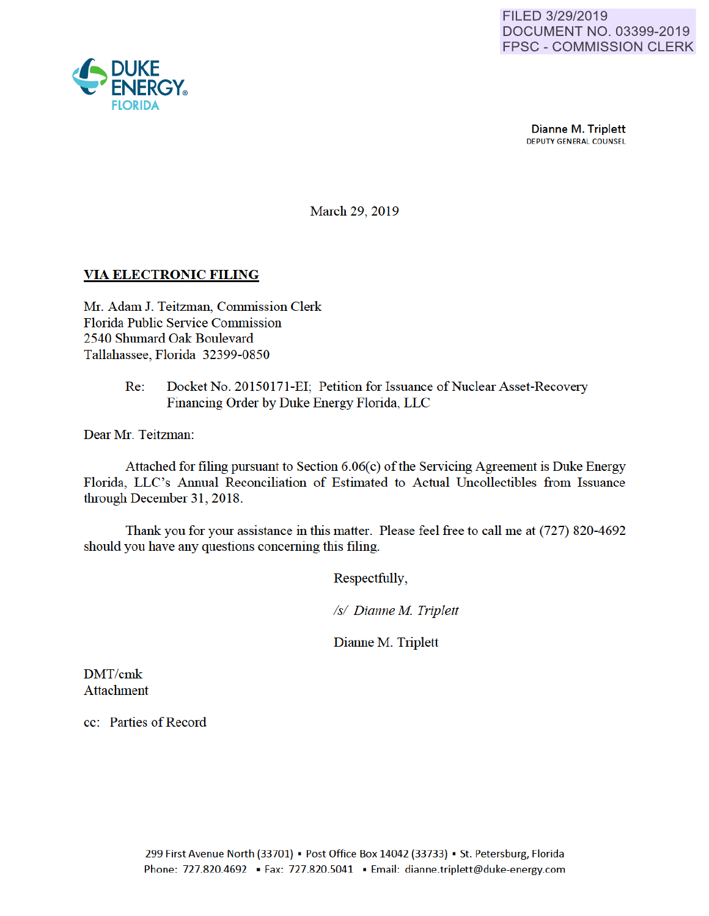FILED 3/29/2019
DOCUMENT NO. 03399-2019
FPSC - COMMISSION CLERK

DUKE ENERGY
FLORIDA

**Dianne M. Triplett**
DEPUTY GENERAL COUNSEL

March 29, 2019

**VIA ELECTRONIC FILING**

Mr. Adam J. Teitzman, Commission Clerk
Florida Public Service Commission
2540 Shumard Oak Boulevard
Tallahassee, Florida 32399-0850

Re: Docket No. 20150171-EI; Petition for Issuance of Nuclear Asset-Recovery Financing Order by Duke Energy Florida, LLC

Dear Mr. Teitzman:

Attached for filing pursuant to Section 6.06(c) of the Servicing Agreement is Duke Energy Florida, LLC's Annual Reconciliation of Estimated to Actual Uncollectibles from Issuance through December 31, 2018.

Thank you for your assistance in this matter. Please feel free to call me at (727) 820-4692 should you have any questions concerning this filing.

Respectfully,

*/s/ Dianne M. Triplett*

Dianne M. Triplett

DMT/cmk
Attachment

cc: Parties of Record

299 First Avenue North (33701) ▪ Post Office Box 14042 (33733) ▪ St. Petersburg, Florida
Phone: 727.820.4692 ▪ Fax: 727.820.5041 ▪ Email: dianne.triplett@duke-energy.com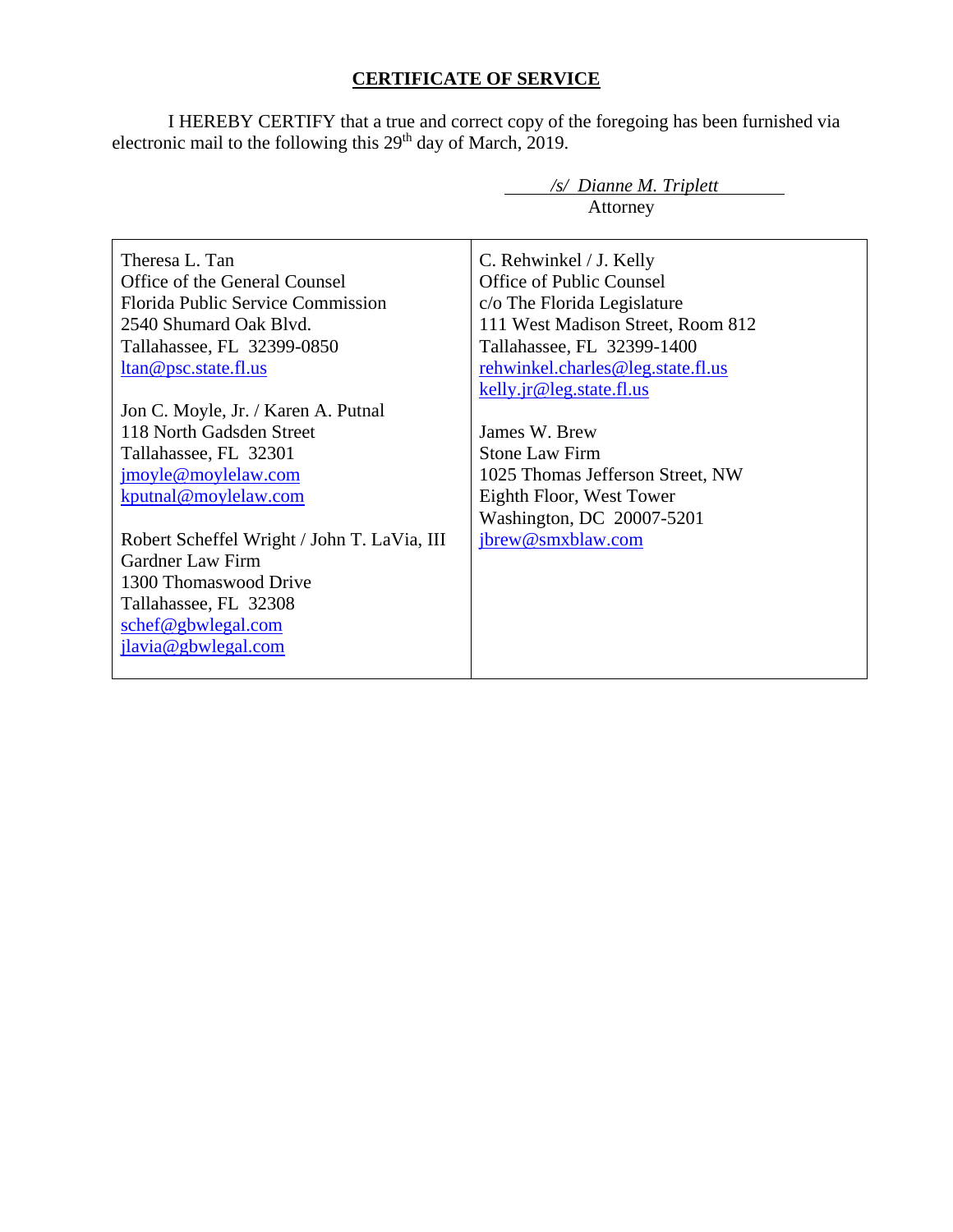## CERTIFICATE OF SERVICE

I HEREBY CERTIFY that a true and correct copy of the foregoing has been furnished via electronic mail to the following this 29th day of March, 2019.

*/s/ Dianne M. Triplett*
Attorney

| | |
|---|---|
| Theresa L. Tan<br>Office of the General Counsel<br>Florida Public Service Commission<br>2540 Shumard Oak Blvd.<br>Tallahassee, FL 32399-0850<br>ltan@psc.state.fl.us<br><br>Jon C. Moyle, Jr. / Karen A. Putnal<br>118 North Gadsden Street<br>Tallahassee, FL 32301<br>jmoyle@moylelaw.com<br>kputnal@moylelaw.com<br><br>Robert Scheffel Wright / John T. LaVia, III<br>Gardner Law Firm<br>1300 Thomaswood Drive<br>Tallahassee, FL 32308<br>schef@gbwlegal.com<br>jlavia@gbwlegal.com | C. Rehwinkel / J. Kelly<br>Office of Public Counsel<br>c/o The Florida Legislature<br>111 West Madison Street, Room 812<br>Tallahassee, FL 32399-1400<br>rehwinkel.charles@leg.state.fl.us<br>kelly.jr@leg.state.fl.us<br><br>James W. Brew<br>Stone Law Firm<br>1025 Thomas Jefferson Street, NW<br>Eighth Floor, West Tower<br>Washington, DC 20007-5201<br>jbrew@smxblaw.com |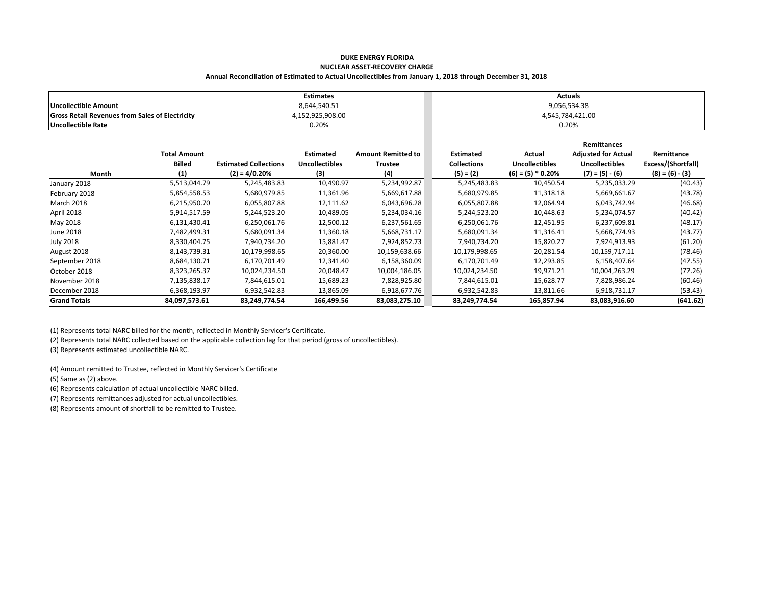**DUKE ENERGY FLORIDA**
**NUCLEAR ASSET-RECOVERY CHARGE**
**Annual Reconciliation of Estimated to Actual Uncollectibles from January 1, 2018 through December 31, 2018**

| | Estimates | Actuals |
|---|---|---|
| **Uncollectible Amount** | 8,644,540.51 | 9,056,534.38 |
| **Gross Retail Revenues from Sales of Electricity** | 4,152,925,908.00 | 4,545,784,421.00 |
| **Uncollectible Rate** | 0.20% | 0.20% |

| Month | Total Amount Billed (1) | Estimated Collections (2) = 4/0.20% | Estimated Uncollectibles (3) | Amount Remitted to Trustee (4) | Estimated Collections (5) = (2) | Actual Uncollectibles (6) = (5) * 0.20% | Remittances Adjusted for Actual Uncollectibles (7) = (5) - (6) | Remittance Excess/(Shortfall) (8) = (6) - (3) |
|---|---|---|---|---|---|---|---|---|
| January 2018 | 5,513,044.79 | 5,245,483.83 | 10,490.97 | 5,234,992.87 | 5,245,483.83 | 10,450.54 | 5,235,033.29 | (40.43) |
| February 2018 | 5,854,558.53 | 5,680,979.85 | 11,361.96 | 5,669,617.88 | 5,680,979.85 | 11,318.18 | 5,669,661.67 | (43.78) |
| March 2018 | 6,215,950.70 | 6,055,807.88 | 12,111.62 | 6,043,696.28 | 6,055,807.88 | 12,064.94 | 6,043,742.94 | (46.68) |
| April 2018 | 5,914,517.59 | 5,244,523.20 | 10,489.05 | 5,234,034.16 | 5,244,523.20 | 10,448.63 | 5,234,074.57 | (40.42) |
| May 2018 | 6,131,430.41 | 6,250,061.76 | 12,500.12 | 6,237,561.65 | 6,250,061.76 | 12,451.95 | 6,237,609.81 | (48.17) |
| June 2018 | 7,482,499.31 | 5,680,091.34 | 11,360.18 | 5,668,731.17 | 5,680,091.34 | 11,316.41 | 5,668,774.93 | (43.77) |
| July 2018 | 8,330,404.75 | 7,940,734.20 | 15,881.47 | 7,924,852.73 | 7,940,734.20 | 15,820.27 | 7,924,913.93 | (61.20) |
| August 2018 | 8,143,739.31 | 10,179,998.65 | 20,360.00 | 10,159,638.66 | 10,179,998.65 | 20,281.54 | 10,159,717.11 | (78.46) |
| September 2018 | 8,684,130.71 | 6,170,701.49 | 12,341.40 | 6,158,360.09 | 6,170,701.49 | 12,293.85 | 6,158,407.64 | (47.55) |
| October 2018 | 8,323,265.37 | 10,024,234.50 | 20,048.47 | 10,004,186.05 | 10,024,234.50 | 19,971.21 | 10,004,263.29 | (77.26) |
| November 2018 | 7,135,838.17 | 7,844,615.01 | 15,689.23 | 7,828,925.80 | 7,844,615.01 | 15,628.77 | 7,828,986.24 | (60.46) |
| December 2018 | 6,368,193.97 | 6,932,542.83 | 13,865.09 | 6,918,677.76 | 6,932,542.83 | 13,811.66 | 6,918,731.17 | (53.43) |
| **Grand Totals** | **84,097,573.61** | **83,249,774.54** | **166,499.56** | **83,083,275.10** | **83,249,774.54** | **165,857.94** | **83,083,916.60** | **(641.62)** |

(1) Represents total NARC billed for the month, reflected in Monthly Servicer's Certificate.
(2) Represents total NARC collected based on the applicable collection lag for that period (gross of uncollectibles).
(3) Represents estimated uncollectible NARC.

(4) Amount remitted to Trustee, reflected in Monthly Servicer's Certificate
(5) Same as (2) above.
(6) Represents calculation of actual uncollectible NARC billed.
(7) Represents remittances adjusted for actual uncollectibles.
(8) Represents amount of shortfall to be remitted to Trustee.